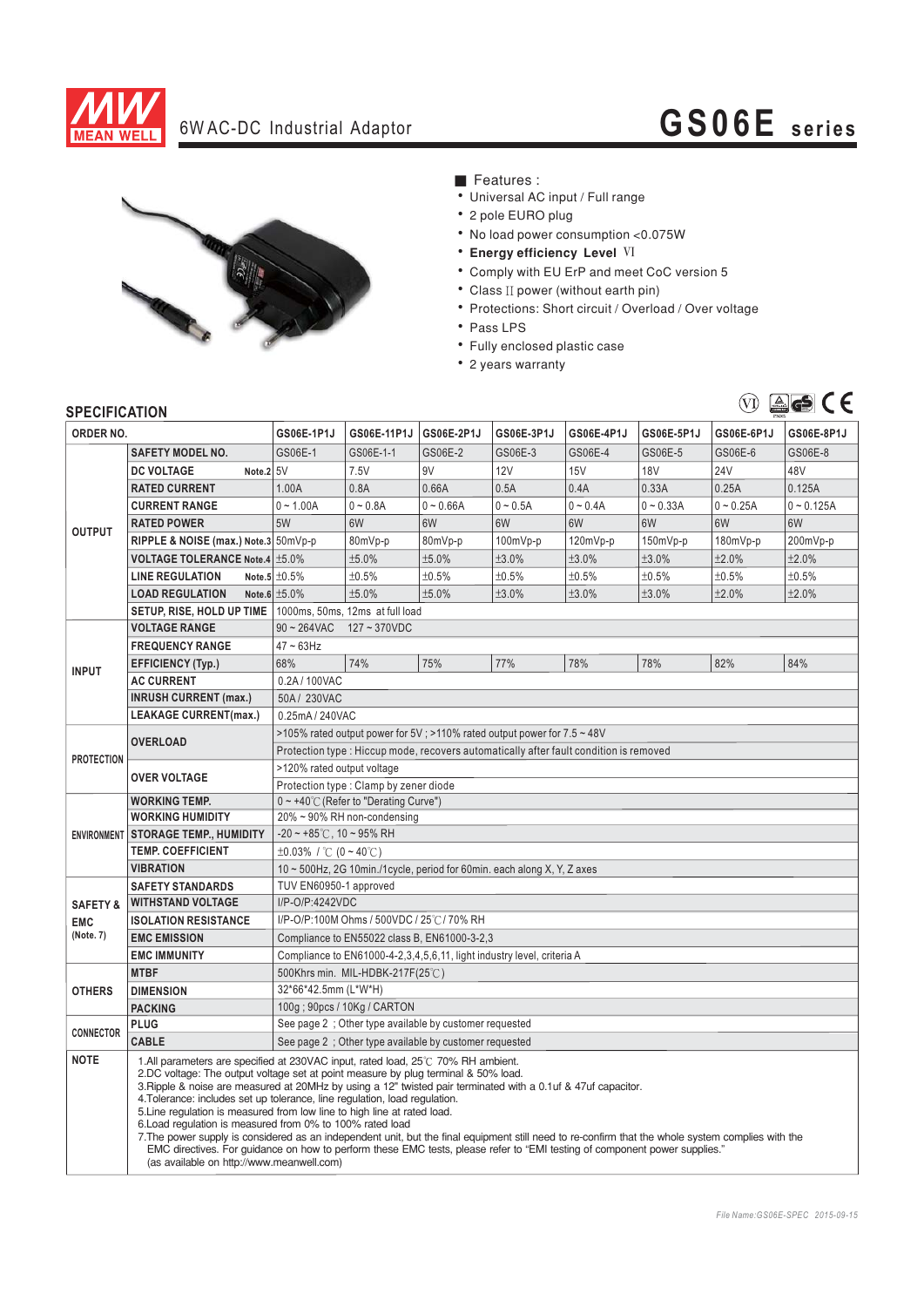# 6W AC-DC Industrial Adaptor — GS06E series

■ Features :

- Universal AC input / Full range
- 2 pole EURO plug
- No load power consumption <0.075W
- **Energy efficiency Level** Ⅵ
- Comply with EU ErP and meet CoC version 5
- Class Ⅱ power (without earth pin)
- Protections: Short circuit / Overload / Over voltage
- Pass LPS
- Fully enclosed plastic case
- 2 years warranty

## SPECIFICATION

| ORDER NO. | | GS06E-1P1J | GS06E-11P1J | GS06E-2P1J | GS06E-3P1J | GS06E-4P1J | GS06E-5P1J | GS06E-6P1J | GS06E-8P1J |
|---|---|---|---|---|---|---|---|---|---|
| OUTPUT | SAFETY MODEL NO. | GS06E-1 | GS06E-1-1 | GS06E-2 | GS06E-3 | GS06E-4 | GS06E-5 | GS06E-6 | GS06E-8 |
| | DC VOLTAGE Note.2 | 5V | 7.5V | 9V | 12V | 15V | 18V | 24V | 48V |
| | RATED CURRENT | 1.00A | 0.8A | 0.66A | 0.5A | 0.4A | 0.33A | 0.25A | 0.125A |
| | CURRENT RANGE | 0 ~ 1.00A | 0 ~ 0.8A | 0 ~ 0.66A | 0 ~ 0.5A | 0 ~ 0.4A | 0 ~ 0.33A | 0 ~ 0.25A | 0 ~ 0.125A |
| | RATED POWER | 5W | 6W | 6W | 6W | 6W | 6W | 6W | 6W |
| | RIPPLE & NOISE (max.) Note.3 | 50mVp-p | 80mVp-p | 80mVp-p | 100mVp-p | 120mVp-p | 150mVp-p | 180mVp-p | 200mVp-p |
| | VOLTAGE TOLERANCE Note.4 | ±5.0% | ±5.0% | ±5.0% | ±3.0% | ±3.0% | ±3.0% | ±2.0% | ±2.0% |
| | LINE REGULATION Note.5 | ±0.5% | ±0.5% | ±0.5% | ±0.5% | ±0.5% | ±0.5% | ±0.5% | ±0.5% |
| | LOAD REGULATION Note.6 | ±5.0% | ±5.0% | ±5.0% | ±3.0% | ±3.0% | ±3.0% | ±2.0% | ±2.0% |
| | SETUP, RISE, HOLD UP TIME | 1000ms, 50ms, 12ms at full load | | | | | | | |
| INPUT | VOLTAGE RANGE | 90 ~ 264VAC 127 ~ 370VDC | | | | | | | |
| | FREQUENCY RANGE | 47 ~ 63Hz | | | | | | | |
| | EFFICIENCY (Typ.) | 68% | 74% | 75% | 77% | 78% | 78% | 82% | 84% |
| | AC CURRENT | 0.2A / 100VAC | | | | | | | |
| | INRUSH CURRENT (max.) | 50A / 230VAC | | | | | | | |
| | LEAKAGE CURRENT(max.) | 0.25mA / 240VAC | | | | | | | |
| PROTECTION | OVERLOAD | >105% rated output power for 5V ; >110% rated output power for 7.5 ~ 48V | | | | | | | |
| | | Protection type : Hiccup mode, recovers automatically after fault condition is removed | | | | | | | |
| | OVER VOLTAGE | >120% rated output voltage | | | | | | | |
| | | Protection type : Clamp by zener diode | | | | | | | |
| ENVIRONMENT | WORKING TEMP. | 0 ~ +40℃ (Refer to "Derating Curve") | | | | | | | |
| | WORKING HUMIDITY | 20% ~ 90% RH non-condensing | | | | | | | |
| | STORAGE TEMP., HUMIDITY | -20 ~ +85℃, 10 ~ 95% RH | | | | | | | |
| | TEMP. COEFFICIENT | ±0.03% / ℃ (0 ~ 40℃) | | | | | | | |
| | VIBRATION | 10 ~ 500Hz, 2G 10min./1cycle, period for 60min. each along X, Y, Z axes | | | | | | | |
| SAFETY & EMC (Note. 7) | SAFETY STANDARDS | TUV EN60950-1 approved | | | | | | | |
| | WITHSTAND VOLTAGE | I/P-O/P:4242VDC | | | | | | | |
| | ISOLATION RESISTANCE | I/P-O/P:100M Ohms / 500VDC / 25℃/ 70% RH | | | | | | | |
| | EMC EMISSION | Compliance to EN55022 class B, EN61000-3-2,3 | | | | | | | |
| | EMC IMMUNITY | Compliance to EN61000-4-2,3,4,5,6,11, light industry level, criteria A | | | | | | | |
| OTHERS | MTBF | 500Khrs min. MIL-HDBK-217F(25℃) | | | | | | | |
| | DIMENSION | 32*66*42.5mm (L*W*H) | | | | | | | |
| | PACKING | 100g ; 90pcs / 10Kg / CARTON | | | | | | | |
| CONNECTOR | PLUG | See page 2 ; Other type available by customer requested | | | | | | | |
| | CABLE | See page 2 ; Other type available by customer requested | | | | | | | |

**NOTE**

1. All parameters are specified at 230VAC input, rated load, 25℃ 70% RH ambient.
2. DC voltage: The output voltage set at point measure by plug terminal & 50% load.
3. Ripple & noise are measured at 20MHz by using a 12" twisted pair terminated with a 0.1uf & 47uf capacitor.
4. Tolerance: includes set up tolerance, line regulation, load regulation.
5. Line regulation is measured from low line to high line at rated load.
6. Load regulation is measured from 0% to 100% rated load
7. The power supply is considered as an independent unit, but the final equipment still need to re-confirm that the whole system complies with the EMC directives. For guidance on how to perform these EMC tests, please refer to "EMI testing of component power supplies." (as available on http://www.meanwell.com)

*File Name:GS06E-SPEC 2015-09-15*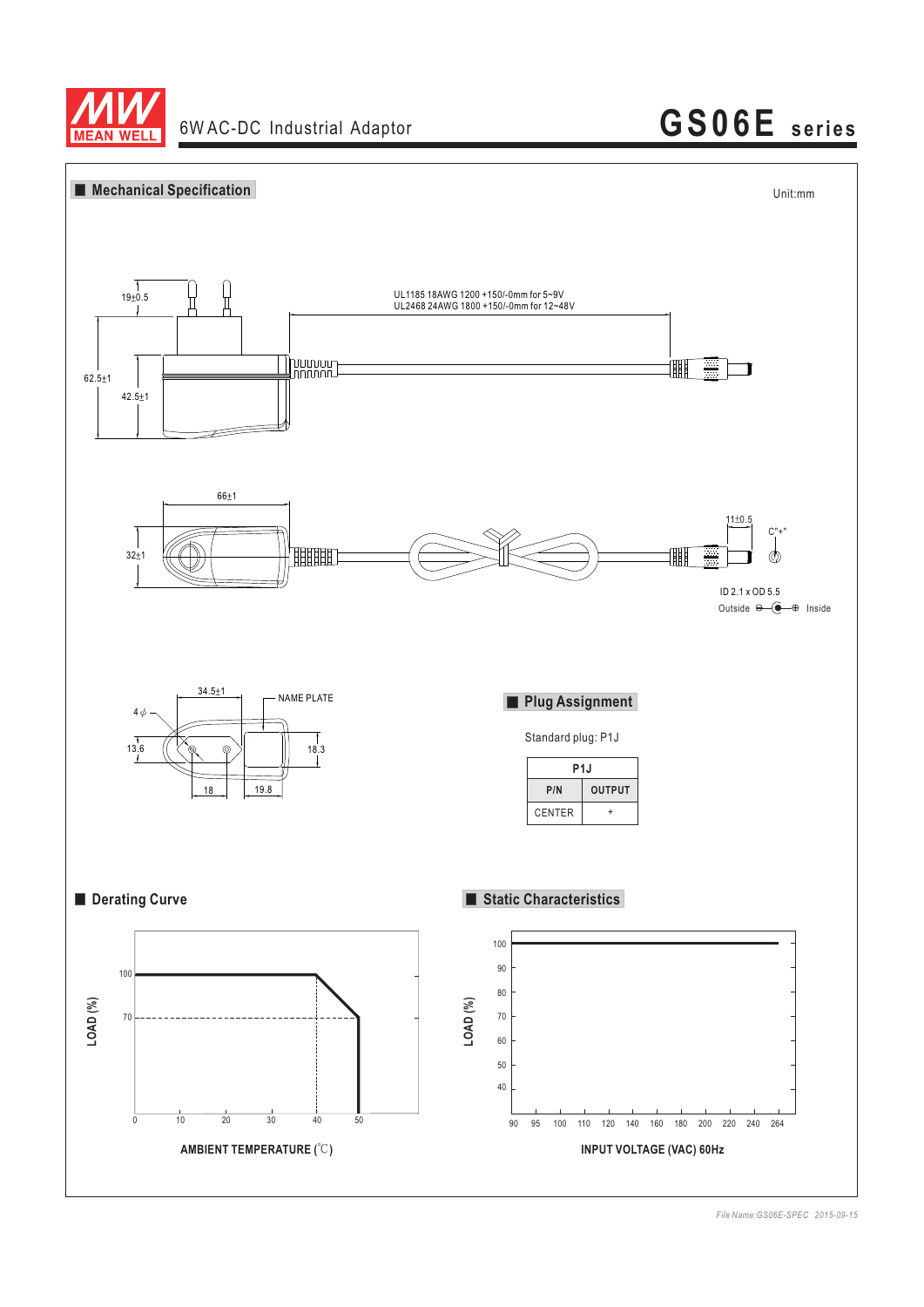# 6W AC-DC Industrial Adaptor — GS06E series

## ■ Mechanical Specification

Unit:mm

19±0.5

62.5±1

42.5±1

UL1185 18AWG 1200 +150/-0mm for 5~9V
UL2468 24AWG 1800 +150/-0mm for 12~48V

66±1

32±1

11±0.5

C"+"

ID 2.1 x OD 5.5

Outside ⊖—◐—⊕ Inside

34.5±1

NAME PLATE

4 ϕ

13.6

18.3

18

19.8

## ■ Plug Assignment

Standard plug: P1J

| P1J | |
|---|---|
| P/N | OUTPUT |
| CENTER | + |

## ■ Derating Curve

LOAD (%)

100
70

0 10 20 30 40 50

AMBIENT TEMPERATURE (℃)

## ■ Static Characteristics

LOAD (%)

100
90
80
70
60
50
40

90 95 100 110 120 140 160 180 200 220 240 264

INPUT VOLTAGE (VAC) 60Hz

*File Name:GS06E-SPEC 2015-09-15*